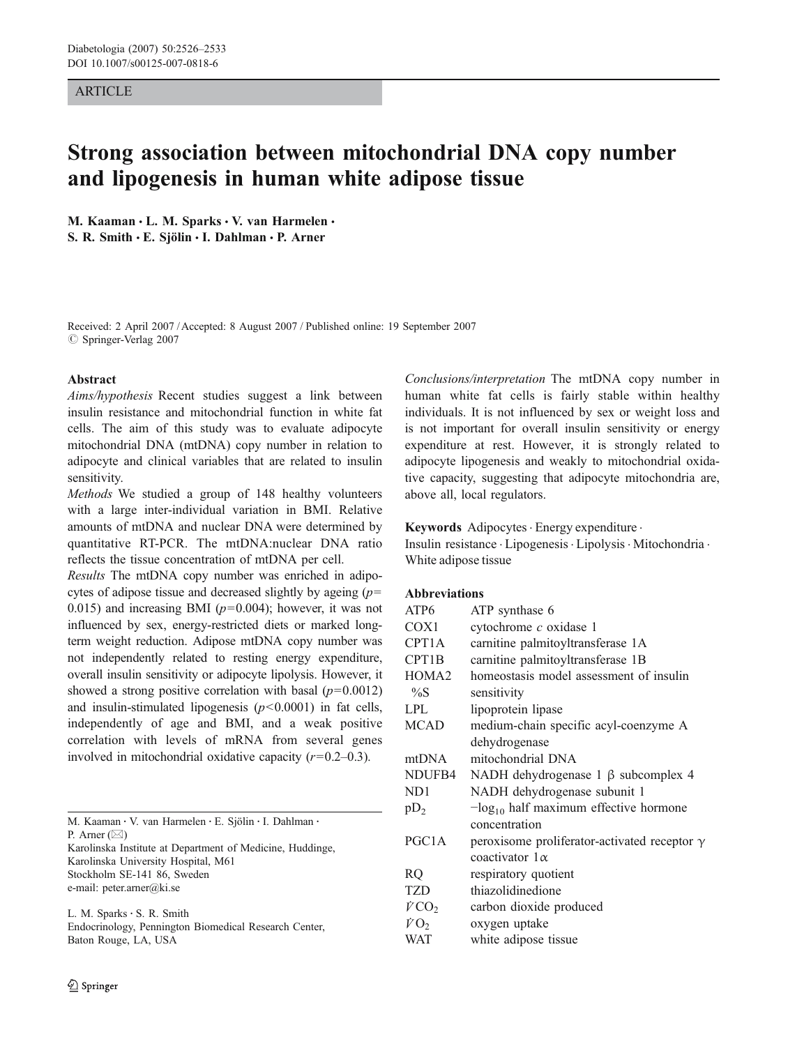ARTICLE

# Strong association between mitochondrial DNA copy number and lipogenesis in human white adipose tissue

**M. Kaaman · L. M. Sparks · V. van Harmelen · S. R. Smith · E. Sjölin · I. Dahlman · P. Arner**

Received: 2 April 2007 / Accepted: 8 August 2007 / Published online: 19 September 2007
© Springer-Verlag 2007

## Abstract

*Aims/hypothesis* Recent studies suggest a link between insulin resistance and mitochondrial function in white fat cells. The aim of this study was to evaluate adipocyte mitochondrial DNA (mtDNA) copy number in relation to adipocyte and clinical variables that are related to insulin sensitivity.

*Methods* We studied a group of 148 healthy volunteers with a large inter-individual variation in BMI. Relative amounts of mtDNA and nuclear DNA were determined by quantitative RT-PCR. The mtDNA:nuclear DNA ratio reflects the tissue concentration of mtDNA per cell.

*Results* The mtDNA copy number was enriched in adipocytes of adipose tissue and decreased slightly by ageing ($p=0.015$) and increasing BMI ($p=0.004$); however, it was not influenced by sex, energy-restricted diets or marked long-term weight reduction. Adipose mtDNA copy number was not independently related to resting energy expenditure, overall insulin sensitivity or adipocyte lipolysis. However, it showed a strong positive correlation with basal ($p=0.0012$) and insulin-stimulated lipogenesis ($p<0.0001$) in fat cells, independently of age and BMI, and a weak positive correlation with levels of mRNA from several genes involved in mitochondrial oxidative capacity ($r=0.2$–$0.3$).

*Conclusions/interpretation* The mtDNA copy number in human white fat cells is fairly stable within healthy individuals. It is not influenced by sex or weight loss and is not important for overall insulin sensitivity or energy expenditure at rest. However, it is strongly related to adipocyte lipogenesis and weakly to mitochondrial oxidative capacity, suggesting that adipocyte mitochondria are, above all, local regulators.

**Keywords** Adipocytes · Energy expenditure · Insulin resistance · Lipogenesis · Lipolysis · Mitochondria · White adipose tissue

**Abbreviations**

| | |
|---|---|
| ATP6 | ATP synthase 6 |
| COX1 | cytochrome *c* oxidase 1 |
| CPT1A | carnitine palmitoyltransferase 1A |
| CPT1B | carnitine palmitoyltransferase 1B |
| HOMA2 %S | homeostasis model assessment of insulin sensitivity |
| LPL | lipoprotein lipase |
| MCAD | medium-chain specific acyl-coenzyme A dehydrogenase |
| mtDNA | mitochondrial DNA |
| NDUFB4 | NADH dehydrogenase 1 β subcomplex 4 |
| ND1 | NADH dehydrogenase subunit 1 |
| $pD_2$ | $-\log_{10}$ half maximum effective hormone concentration |
| PGC1A | peroxisome proliferator-activated receptor γ coactivator 1α |
| RQ | respiratory quotient |
| TZD | thiazolidinedione |
| $\dot{V}CO_2$ | carbon dioxide produced |
| $\dot{V}O_2$ | oxygen uptake |
| WAT | white adipose tissue |

M. Kaaman · V. van Harmelen · E. Sjölin · I. Dahlman · P. Arner (✉)
Karolinska Institute at Department of Medicine, Huddinge, Karolinska University Hospital, M61
Stockholm SE-141 86, Sweden
e-mail: peter.arner@ki.se

L. M. Sparks · S. R. Smith
Endocrinology, Pennington Biomedical Research Center, Baton Rouge, LA, USA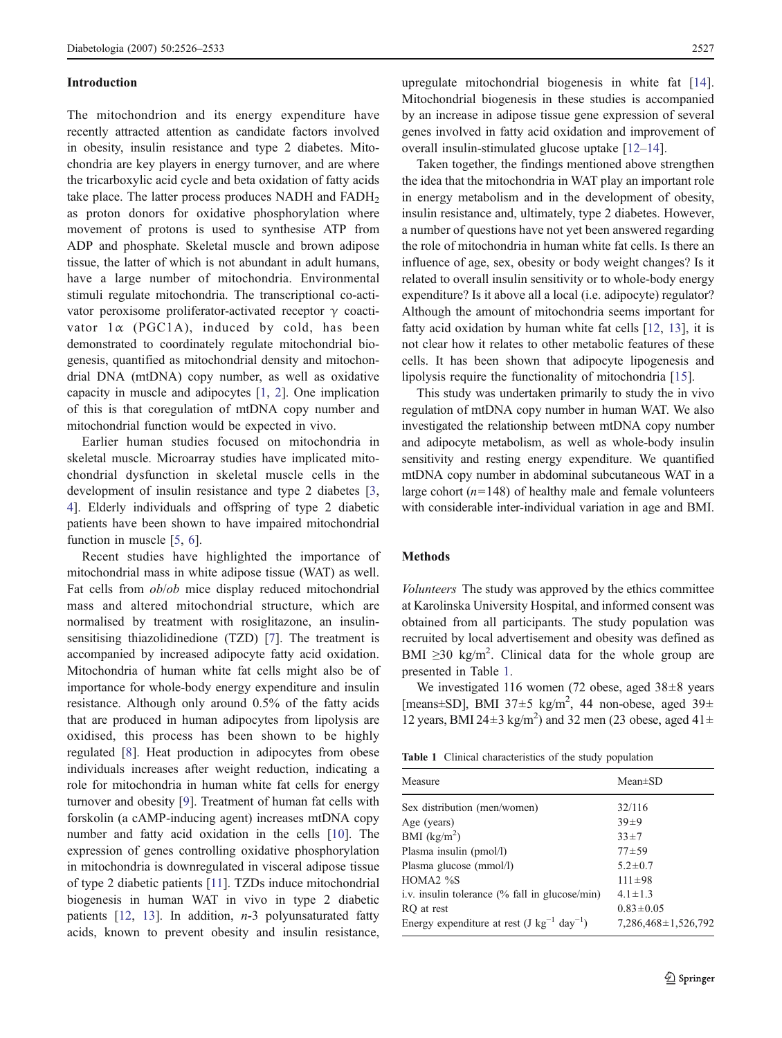## Introduction

The mitochondrion and its energy expenditure have recently attracted attention as candidate factors involved in obesity, insulin resistance and type 2 diabetes. Mitochondria are key players in energy turnover, and are where the tricarboxylic acid cycle and beta oxidation of fatty acids take place. The latter process produces NADH and $FADH_2$ as proton donors for oxidative phosphorylation where movement of protons is used to synthesise ATP from ADP and phosphate. Skeletal muscle and brown adipose tissue, the latter of which is not abundant in adult humans, have a large number of mitochondria. Environmental stimuli regulate mitochondria. The transcriptional co-activator peroxisome proliferator-activated receptor γ coactivator 1α (PGC1A), induced by cold, has been demonstrated to coordinately regulate mitochondrial biogenesis, quantified as mitochondrial density and mitochondrial DNA (mtDNA) copy number, as well as oxidative capacity in muscle and adipocytes [1, 2]. One implication of this is that coregulation of mtDNA copy number and mitochondrial function would be expected in vivo.

Earlier human studies focused on mitochondria in skeletal muscle. Microarray studies have implicated mitochondrial dysfunction in skeletal muscle cells in the development of insulin resistance and type 2 diabetes [3, 4]. Elderly individuals and offspring of type 2 diabetic patients have been shown to have impaired mitochondrial function in muscle [5, 6].

Recent studies have highlighted the importance of mitochondrial mass in white adipose tissue (WAT) as well. Fat cells from *ob*/*ob* mice display reduced mitochondrial mass and altered mitochondrial structure, which are normalised by treatment with rosiglitazone, an insulin-sensitising thiazolidinedione (TZD) [7]. The treatment is accompanied by increased adipocyte fatty acid oxidation. Mitochondria of human white fat cells might also be of importance for whole-body energy expenditure and insulin resistance. Although only around 0.5% of the fatty acids that are produced in human adipocytes from lipolysis are oxidised, this process has been shown to be highly regulated [8]. Heat production in adipocytes from obese individuals increases after weight reduction, indicating a role for mitochondria in human white fat cells for energy turnover and obesity [9]. Treatment of human fat cells with forskolin (a cAMP-inducing agent) increases mtDNA copy number and fatty acid oxidation in the cells [10]. The expression of genes controlling oxidative phosphorylation in mitochondria is downregulated in visceral adipose tissue of type 2 diabetic patients [11]. TZDs induce mitochondrial biogenesis in human WAT in vivo in type 2 diabetic patients [12, 13]. In addition, *n*-3 polyunsaturated fatty acids, known to prevent obesity and insulin resistance, upregulate mitochondrial biogenesis in white fat [14]. Mitochondrial biogenesis in these studies is accompanied by an increase in adipose tissue gene expression of several genes involved in fatty acid oxidation and improvement of overall insulin-stimulated glucose uptake [12–14].

Taken together, the findings mentioned above strengthen the idea that the mitochondria in WAT play an important role in energy metabolism and in the development of obesity, insulin resistance and, ultimately, type 2 diabetes. However, a number of questions have not yet been answered regarding the role of mitochondria in human white fat cells. Is there an influence of age, sex, obesity or body weight changes? Is it related to overall insulin sensitivity or to whole-body energy expenditure? Is it above all a local (i.e. adipocyte) regulator? Although the amount of mitochondria seems important for fatty acid oxidation by human white fat cells [12, 13], it is not clear how it relates to other metabolic features of these cells. It has been shown that adipocyte lipogenesis and lipolysis require the functionality of mitochondria [15].

This study was undertaken primarily to study the in vivo regulation of mtDNA copy number in human WAT. We also investigated the relationship between mtDNA copy number and adipocyte metabolism, as well as whole-body insulin sensitivity and resting energy expenditure. We quantified mtDNA copy number in abdominal subcutaneous WAT in a large cohort ($n$=148) of healthy male and female volunteers with considerable inter-individual variation in age and BMI.

## Methods

*Volunteers* The study was approved by the ethics committee at Karolinska University Hospital, and informed consent was obtained from all participants. The study population was recruited by local advertisement and obesity was defined as BMI ≥30 kg/m$^2$. Clinical data for the whole group are presented in Table 1.

We investigated 116 women (72 obese, aged 38±8 years [means±SD], BMI 37±5 kg/m$^2$, 44 non-obese, aged 39±12 years, BMI 24±3 kg/m$^2$) and 32 men (23 obese, aged 41±

**Table 1** Clinical characteristics of the study population

| Measure | Mean±SD |
|---|---|
| Sex distribution (men/women) | 32/116 |
| Age (years) | 39±9 |
| BMI (kg/m$^2$) | 33±7 |
| Plasma insulin (pmol/l) | 77±59 |
| Plasma glucose (mmol/l) | 5.2±0.7 |
| HOMA2 %S | 111±98 |
| i.v. insulin tolerance (% fall in glucose/min) | 4.1±1.3 |
| RQ at rest | 0.83±0.05 |
| Energy expenditure at rest (J kg$^{-1}$ day$^{-1}$) | 7,286,468±1,526,792 |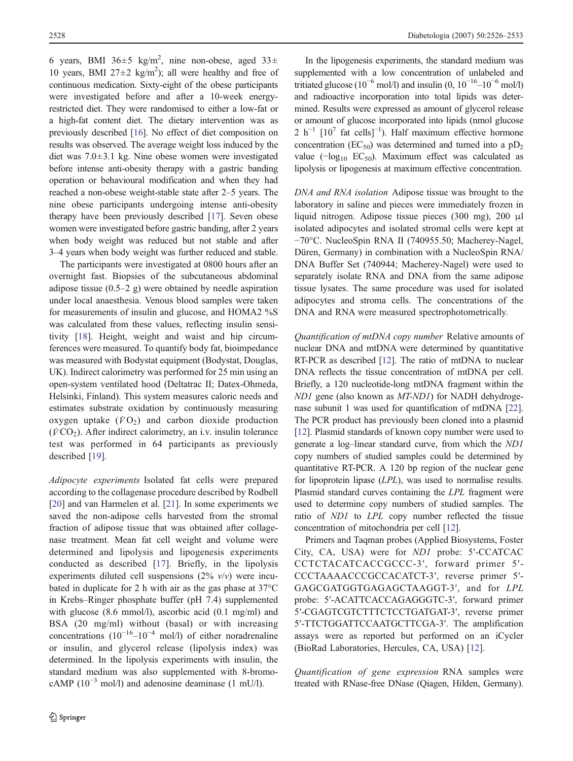6 years, BMI 36±5 kg/m$^2$, nine non-obese, aged 33±10 years, BMI 27±2 kg/m$^2$); all were healthy and free of continuous medication. Sixty-eight of the obese participants were investigated before and after a 10-week energy-restricted diet. They were randomised to either a low-fat or a high-fat content diet. The dietary intervention was as previously described [16]. No effect of diet composition on results was observed. The average weight loss induced by the diet was 7.0±3.1 kg. Nine obese women were investigated before intense anti-obesity therapy with a gastric banding operation or behavioural modification and when they had reached a non-obese weight-stable state after 2–5 years. The nine obese participants undergoing intense anti-obesity therapy have been previously described [17]. Seven obese women were investigated before gastric banding, after 2 years when body weight was reduced but not stable and after 3–4 years when body weight was further reduced and stable.

The participants were investigated at 0800 hours after an overnight fast. Biopsies of the subcutaneous abdominal adipose tissue (0.5–2 g) were obtained by needle aspiration under local anaesthesia. Venous blood samples were taken for measurements of insulin and glucose, and HOMA2 %S was calculated from these values, reflecting insulin sensitivity [18]. Height, weight and waist and hip circumferences were measured. To quantify body fat, bioimpedance was measured with Bodystat equipment (Bodystat, Douglas, UK). Indirect calorimetry was performed for 25 min using an open-system ventilated hood (Deltatrac II; Datex-Ohmeda, Helsinki, Finland). This system measures caloric needs and estimates substrate oxidation by continuously measuring oxygen uptake ($\dot{V}O_2$) and carbon dioxide production ($\dot{V}CO_2$). After indirect calorimetry, an i.v. insulin tolerance test was performed in 64 participants as previously described [19].

*Adipocyte experiments* Isolated fat cells were prepared according to the collagenase procedure described by Rodbell [20] and van Harmelen et al. [21]. In some experiments we saved the non-adipose cells harvested from the stromal fraction of adipose tissue that was obtained after collagenase treatment. Mean fat cell weight and volume were determined and lipolysis and lipogenesis experiments conducted as described [17]. Briefly, in the lipolysis experiments diluted cell suspensions (2% *v*/*v*) were incubated in duplicate for 2 h with air as the gas phase at 37°C in Krebs–Ringer phosphate buffer (pH 7.4) supplemented with glucose (8.6 mmol/l), ascorbic acid (0.1 mg/ml) and BSA (20 mg/ml) without (basal) or with increasing concentrations ($10^{-16}$–$10^{-4}$ mol/l) of either noradrenaline or insulin, and glycerol release (lipolysis index) was determined. In the lipolysis experiments with insulin, the standard medium was also supplemented with 8-bromo-cAMP ($10^{-3}$ mol/l) and adenosine deaminase (1 mU/l).

In the lipogenesis experiments, the standard medium was supplemented with a low concentration of unlabeled and tritiated glucose ($10^{-6}$ mol/l) and insulin (0, $10^{-16}$–$10^{-6}$ mol/l) and radioactive incorporation into total lipids was determined. Results were expressed as amount of glycerol release or amount of glucose incorporated into lipids (nmol glucose 2 h$^{-1}$ [$10^7$ fat cells]$^{-1}$). Half maximum effective hormone concentration ($EC_{50}$) was determined and turned into a $pD_2$ value ($-\log_{10}$ $EC_{50}$). Maximum effect was calculated as lipolysis or lipogenesis at maximum effective concentration.

*DNA and RNA isolation* Adipose tissue was brought to the laboratory in saline and pieces were immediately frozen in liquid nitrogen. Adipose tissue pieces (300 mg), 200 µl isolated adipocytes and isolated stromal cells were kept at −70°C. NucleoSpin RNA II (740955.50; Macherey-Nagel, Düren, Germany) in combination with a NucleoSpin RNA/DNA Buffer Set (740944; Macherey-Nagel) were used to separately isolate RNA and DNA from the same adipose tissue lysates. The same procedure was used for isolated adipocytes and stroma cells. The concentrations of the DNA and RNA were measured spectrophotometrically.

*Quantification of mtDNA copy number* Relative amounts of nuclear DNA and mtDNA were determined by quantitative RT-PCR as described [12]. The ratio of mtDNA to nuclear DNA reflects the tissue concentration of mtDNA per cell. Briefly, a 120 nucleotide-long mtDNA fragment within the *ND1* gene (also known as *MT-ND1*) for NADH dehydrogenase subunit 1 was used for quantification of mtDNA [22]. The PCR product has previously been cloned into a plasmid [12]. Plasmid standards of known copy number were used to generate a log–linear standard curve, from which the *ND1* copy numbers of studied samples could be determined by quantitative RT-PCR. A 120 bp region of the nuclear gene for lipoprotein lipase (*LPL*), was used to normalise results. Plasmid standard curves containing the *LPL* fragment were used to determine copy numbers of studied samples. The ratio of *ND1* to *LPL* copy number reflected the tissue concentration of mitochondria per cell [12].

Primers and Taqman probes (Applied Biosystems, Foster City, CA, USA) were for *ND1* probe: 5′-CCATCACCCTCTACATCACCGCCC-3′, forward primer 5′-CCCTAAAACCCGCCACATCT-3′, reverse primer 5′-GAGCGATGGTGAGAGCTAAGGT-3′, and for *LPL* probe: 5′-ACATTCACCAGAGGGTC-3′, forward primer 5′-CGAGTCGTCTTTCTCCTGATGAT-3′, reverse primer 5′-TTCTGGATTCCAATGCTTCGA-3′. The amplification assays were as reported but performed on an iCycler (BioRad Laboratories, Hercules, CA, USA) [12].

*Quantification of gene expression* RNA samples were treated with RNase-free DNase (Qiagen, Hilden, Germany).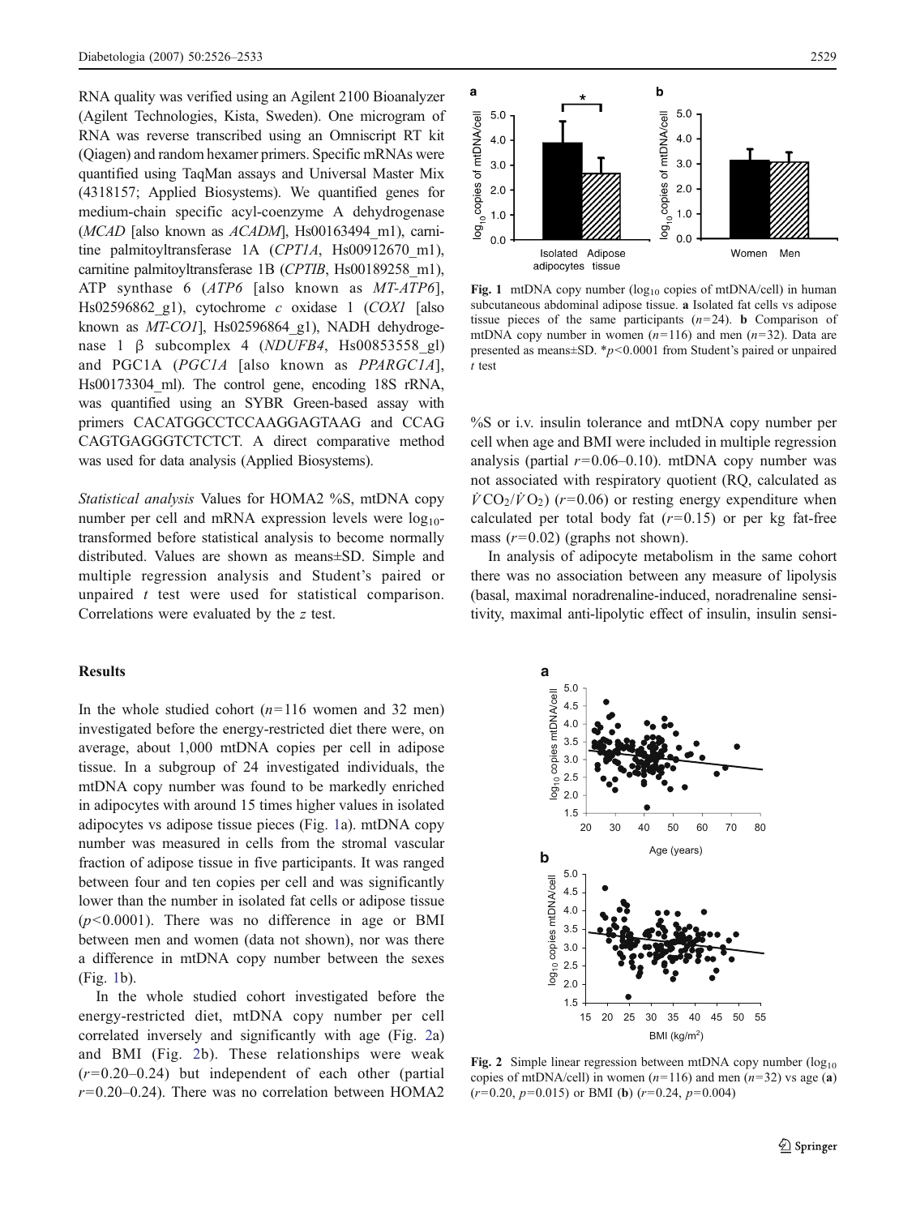RNA quality was verified using an Agilent 2100 Bioanalyzer (Agilent Technologies, Kista, Sweden). One microgram of RNA was reverse transcribed using an Omniscript RT kit (Qiagen) and random hexamer primers. Specific mRNAs were quantified using TaqMan assays and Universal Master Mix (4318157; Applied Biosystems). We quantified genes for medium-chain specific acyl-coenzyme A dehydrogenase (*MCAD* [also known as *ACADM*], Hs00163494_m1), carnitine palmitoyltransferase 1A (*CPT1A*, Hs00912670_m1), carnitine palmitoyltransferase 1B (*CPTIB*, Hs00189258_m1), ATP synthase 6 (*ATP6* [also known as *MT-ATP6*], Hs02596862_g1), cytochrome *c* oxidase 1 (*COX1* [also known as *MT-CO1*], Hs02596864_g1), NADH dehydrogenase 1 β subcomplex 4 (*NDUFB4*, Hs00853558_gl) and PGC1A (*PGC1A* [also known as *PPARGC1A*], Hs00173304_ml). The control gene, encoding 18S rRNA, was quantified using an SYBR Green-based assay with primers CACATGGCCTCCAAGGAGTAAG and CCAG CAGTGAGGGTCTCTCT. A direct comparative method was used for data analysis (Applied Biosystems).

*Statistical analysis* Values for HOMA2 %S, mtDNA copy number per cell and mRNA expression levels were $\log_{10}$-transformed before statistical analysis to become normally distributed. Values are shown as means±SD. Simple and multiple regression analysis and Student's paired or unpaired *t* test were used for statistical comparison. Correlations were evaluated by the *z* test.

## Results

In the whole studied cohort ($n=116$ women and 32 men) investigated before the energy-restricted diet there were, on average, about 1,000 mtDNA copies per cell in adipose tissue. In a subgroup of 24 investigated individuals, the mtDNA copy number was found to be markedly enriched in adipocytes with around 15 times higher values in isolated adipocytes vs adipose tissue pieces (Fig. 1a). mtDNA copy number was measured in cells from the stromal vascular fraction of adipose tissue in five participants. It was ranged between four and ten copies per cell and was significantly lower than the number in isolated fat cells or adipose tissue ($p<0.0001$). There was no difference in age or BMI between men and women (data not shown), nor was there a difference in mtDNA copy number between the sexes (Fig. 1b).

In the whole studied cohort investigated before the energy-restricted diet, mtDNA copy number per cell correlated inversely and significantly with age (Fig. 2a) and BMI (Fig. 2b). These relationships were weak ($r=0.20$–$0.24$) but independent of each other (partial $r=0.20$–$0.24$). There was no correlation between HOMA2 %S or i.v. insulin tolerance and mtDNA copy number per cell when age and BMI were included in multiple regression analysis (partial $r=0.06$–$0.10$). mtDNA copy number was not associated with respiratory quotient (RQ, calculated as $\dot{V}CO_2/\dot{V}O_2$) ($r=0.06$) or resting energy expenditure when calculated per total body fat ($r=0.15$) or per kg fat-free mass ($r=0.02$) (graphs not shown).

In analysis of adipocyte metabolism in the same cohort there was no association between any measure of lipolysis (basal, maximal noradrenaline-induced, noradrenaline sensitivity, maximal anti-lipolytic effect of insulin, insulin sensi-

**Fig. 1** mtDNA copy number ($\log_{10}$ copies of mtDNA/cell) in human subcutaneous abdominal adipose tissue. **a** Isolated fat cells vs adipose tissue pieces of the same participants ($n=24$). **b** Comparison of mtDNA copy number in women ($n=116$) and men ($n=32$). Data are presented as means±SD. *$p<0.0001$ from Student's paired or unpaired *t* test

**Fig. 2** Simple linear regression between mtDNA copy number ($\log_{10}$ copies of mtDNA/cell) in women ($n=116$) and men ($n=32$) vs age (**a**) ($r=0.20$, $p=0.015$) or BMI (**b**) ($r=0.24$, $p=0.004$)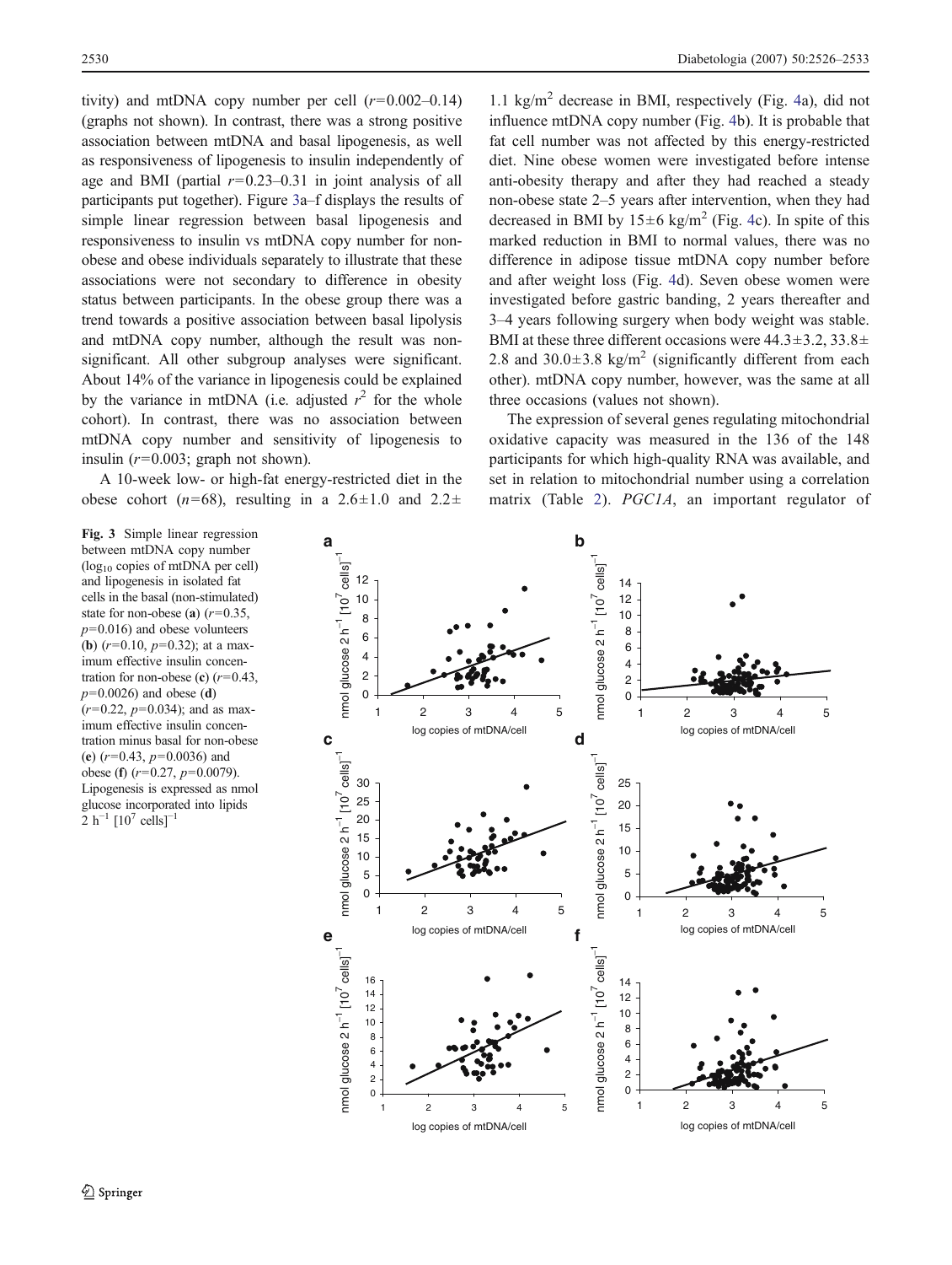tivity) and mtDNA copy number per cell ($r$=0.002–0.14) (graphs not shown). In contrast, there was a strong positive association between mtDNA and basal lipogenesis, as well as responsiveness of lipogenesis to insulin independently of age and BMI (partial $r$=0.23–0.31 in joint analysis of all participants put together). Figure 3a–f displays the results of simple linear regression between basal lipogenesis and responsiveness to insulin vs mtDNA copy number for non-obese and obese individuals separately to illustrate that these associations were not secondary to difference in obesity status between participants. In the obese group there was a trend towards a positive association between basal lipolysis and mtDNA copy number, although the result was non-significant. All other subgroup analyses were significant. About 14% of the variance in lipogenesis could be explained by the variance in mtDNA (i.e. adjusted $r^2$ for the whole cohort). In contrast, there was no association between mtDNA copy number and sensitivity of lipogenesis to insulin ($r$=0.003; graph not shown).

A 10-week low- or high-fat energy-restricted diet in the obese cohort ($n$=68), resulting in a 2.6±1.0 and 2.2±1.1 kg/m$^2$ decrease in BMI, respectively (Fig. 4a), did not influence mtDNA copy number (Fig. 4b). It is probable that fat cell number was not affected by this energy-restricted diet. Nine obese women were investigated before intense anti-obesity therapy and after they had reached a steady non-obese state 2–5 years after intervention, when they had decreased in BMI by 15±6 kg/m$^2$ (Fig. 4c). In spite of this marked reduction in BMI to normal values, there was no difference in adipose tissue mtDNA copy number before and after weight loss (Fig. 4d). Seven obese women were investigated before gastric banding, 2 years thereafter and 3–4 years following surgery when body weight was stable. BMI at these three different occasions were 44.3±3.2, 33.8±2.8 and 30.0±3.8 kg/m$^2$ (significantly different from each other). mtDNA copy number, however, was the same at all three occasions (values not shown).

The expression of several genes regulating mitochondrial oxidative capacity was measured in the 136 of the 148 participants for which high-quality RNA was available, and set in relation to mitochondrial number using a correlation matrix (Table 2). *PGC1A*, an important regulator of

**Fig. 3** Simple linear regression between mtDNA copy number ($\log_{10}$ copies of mtDNA per cell) and lipogenesis in isolated fat cells in the basal (non-stimulated) state for non-obese (**a**) ($r$=0.35, $p$=0.016) and obese volunteers (**b**) ($r$=0.10, $p$=0.32); at a maximum effective insulin concentration for non-obese (**c**) ($r$=0.43, $p$=0.0026) and obese (**d**) ($r$=0.22, $p$=0.034); and as maximum effective insulin concentration minus basal for non-obese (**e**) ($r$=0.43, $p$=0.0036) and obese (**f**) ($r$=0.27, $p$=0.0079). Lipogenesis is expressed as nmol glucose incorporated into lipids 2 h$^{-1}$ [$10^7$ cells]$^{-1}$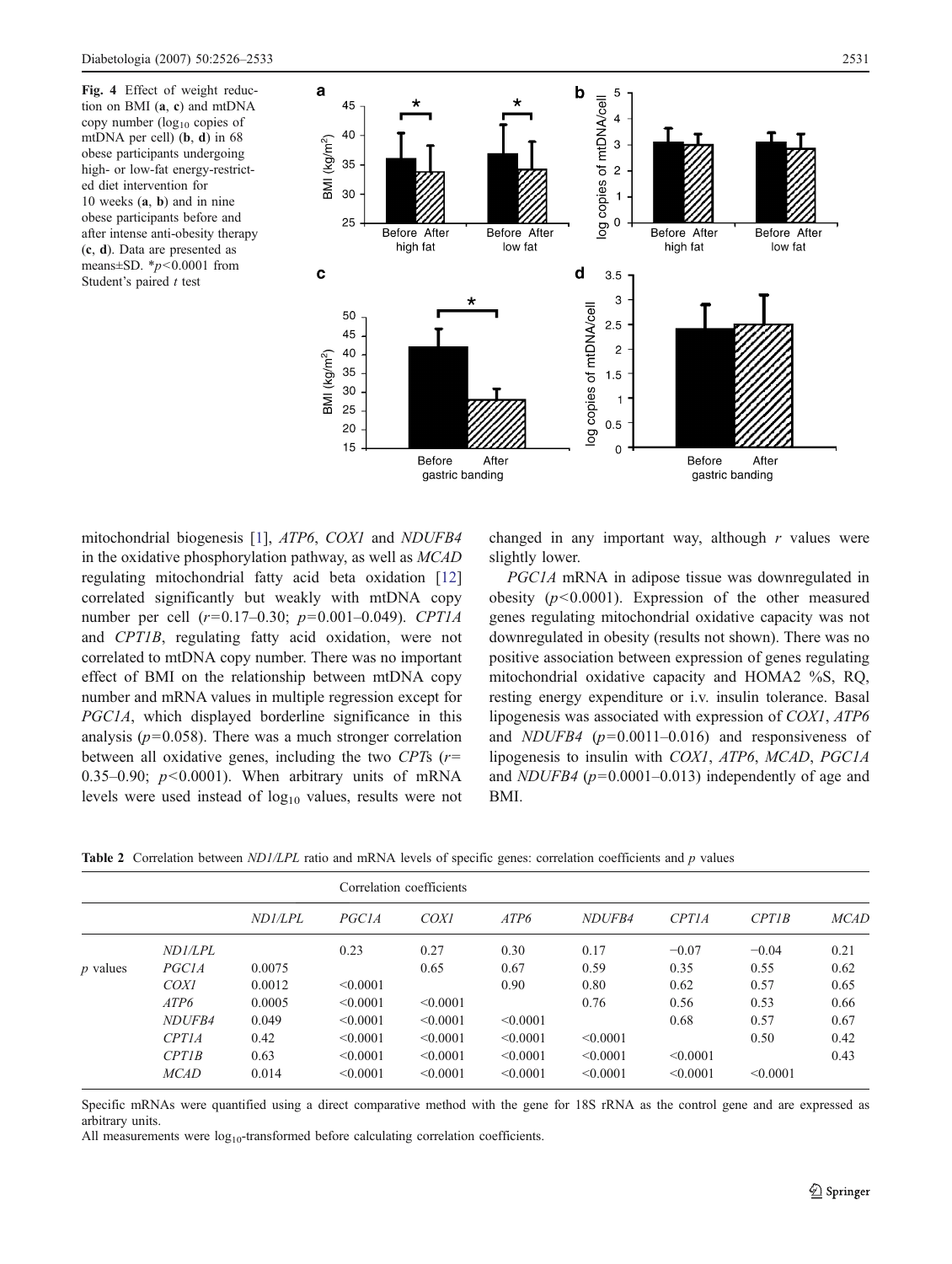**Fig. 4** Effect of weight reduction on BMI (**a**, **c**) and mtDNA copy number ($\log_{10}$ copies of mtDNA per cell) (**b**, **d**) in 68 obese participants undergoing high- or low-fat energy-restricted diet intervention for 10 weeks (**a**, **b**) and in nine obese participants before and after intense anti-obesity therapy (**c**, **d**). Data are presented as means±SD. $^*p<0.0001$ from Student's paired $t$ test

mitochondrial biogenesis [1], *ATP6*, *COX1* and *NDUFB4* in the oxidative phosphorylation pathway, as well as *MCAD* regulating mitochondrial fatty acid beta oxidation [12] correlated significantly but weakly with mtDNA copy number per cell ($r$=0.17–0.30; $p$=0.001–0.049). *CPT1A* and *CPT1B*, regulating fatty acid oxidation, were not correlated to mtDNA copy number. There was no important effect of BMI on the relationship between mtDNA copy number and mRNA values in multiple regression except for *PGC1A*, which displayed borderline significance in this analysis ($p$=0.058). There was a much stronger correlation between all oxidative genes, including the two *CPT*s ($r$= 0.35–0.90; $p$<0.0001). When arbitrary units of mRNA levels were used instead of $\log_{10}$ values, results were not changed in any important way, although $r$ values were slightly lower.

*PGC1A* mRNA in adipose tissue was downregulated in obesity ($p$<0.0001). Expression of the other measured genes regulating mitochondrial oxidative capacity was not downregulated in obesity (results not shown). There was no positive association between expression of genes regulating mitochondrial oxidative capacity and HOMA2 %S, RQ, resting energy expenditure or i.v. insulin tolerance. Basal lipogenesis was associated with expression of *COX1*, *ATP6* and *NDUFB4* ($p$=0.0011–0.016) and responsiveness of lipogenesis to insulin with *COX1*, *ATP6*, *MCAD*, *PGC1A* and *NDUFB4* ($p$=0.0001–0.013) independently of age and BMI.

**Table 2** Correlation between *ND1/LPL* ratio and mRNA levels of specific genes: correlation coefficients and $p$ values

| | | Correlation coefficients | | | | | | | |
|---|---|---|---|---|---|---|---|---|---|
| | | *ND1/LPL* | *PGC1A* | *COX1* | *ATP6* | *NDUFB4* | *CPT1A* | *CPT1B* | *MCAD* |
| $p$ values | *ND1/LPL* | | 0.23 | 0.27 | 0.30 | 0.17 | −0.07 | −0.04 | 0.21 |
| | *PGC1A* | 0.0075 | | 0.65 | 0.67 | 0.59 | 0.35 | 0.55 | 0.62 |
| | *COX1* | 0.0012 | <0.0001 | | 0.90 | 0.80 | 0.62 | 0.57 | 0.65 |
| | *ATP6* | 0.0005 | <0.0001 | <0.0001 | | 0.76 | 0.56 | 0.53 | 0.66 |
| | *NDUFB4* | 0.049 | <0.0001 | <0.0001 | <0.0001 | | 0.68 | 0.57 | 0.67 |
| | *CPT1A* | 0.42 | <0.0001 | <0.0001 | <0.0001 | <0.0001 | | 0.50 | 0.42 |
| | *CPT1B* | 0.63 | <0.0001 | <0.0001 | <0.0001 | <0.0001 | <0.0001 | | 0.43 |
| | *MCAD* | 0.014 | <0.0001 | <0.0001 | <0.0001 | <0.0001 | <0.0001 | <0.0001 | |

Specific mRNAs were quantified using a direct comparative method with the gene for 18S rRNA as the control gene and are expressed as arbitrary units.

All measurements were $\log_{10}$-transformed before calculating correlation coefficients.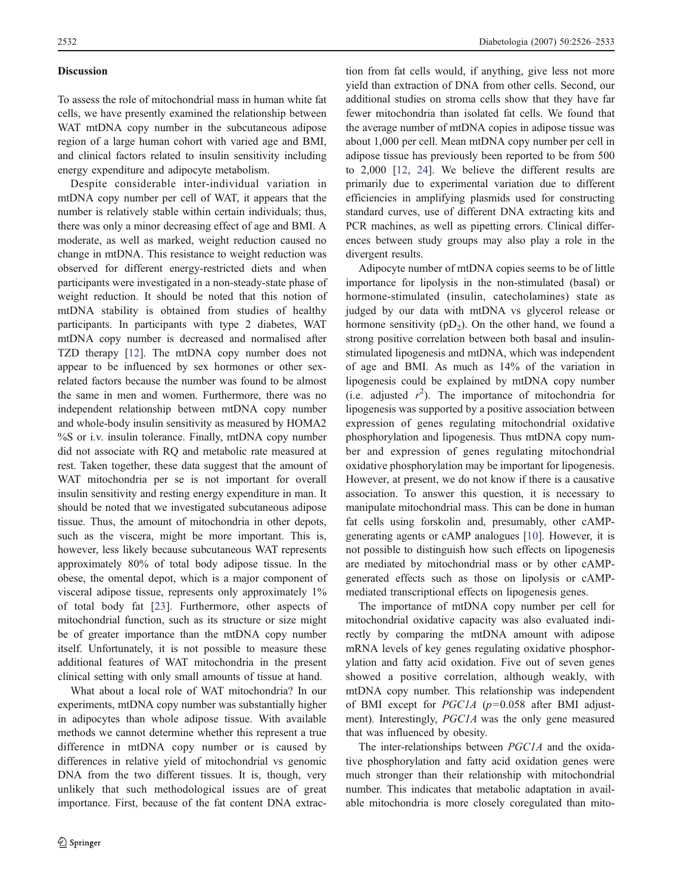## Discussion

To assess the role of mitochondrial mass in human white fat cells, we have presently examined the relationship between WAT mtDNA copy number in the subcutaneous adipose region of a large human cohort with varied age and BMI, and clinical factors related to insulin sensitivity including energy expenditure and adipocyte metabolism.

Despite considerable inter-individual variation in mtDNA copy number per cell of WAT, it appears that the number is relatively stable within certain individuals; thus, there was only a minor decreasing effect of age and BMI. A moderate, as well as marked, weight reduction caused no change in mtDNA. This resistance to weight reduction was observed for different energy-restricted diets and when participants were investigated in a non-steady-state phase of weight reduction. It should be noted that this notion of mtDNA stability is obtained from studies of healthy participants. In participants with type 2 diabetes, WAT mtDNA copy number is decreased and normalised after TZD therapy [12]. The mtDNA copy number does not appear to be influenced by sex hormones or other sex-related factors because the number was found to be almost the same in men and women. Furthermore, there was no independent relationship between mtDNA copy number and whole-body insulin sensitivity as measured by HOMA2 %S or i.v. insulin tolerance. Finally, mtDNA copy number did not associate with RQ and metabolic rate measured at rest. Taken together, these data suggest that the amount of WAT mitochondria per se is not important for overall insulin sensitivity and resting energy expenditure in man. It should be noted that we investigated subcutaneous adipose tissue. Thus, the amount of mitochondria in other depots, such as the viscera, might be more important. This is, however, less likely because subcutaneous WAT represents approximately 80% of total body adipose tissue. In the obese, the omental depot, which is a major component of visceral adipose tissue, represents only approximately 1% of total body fat [23]. Furthermore, other aspects of mitochondrial function, such as its structure or size might be of greater importance than the mtDNA copy number itself. Unfortunately, it is not possible to measure these additional features of WAT mitochondria in the present clinical setting with only small amounts of tissue at hand.

What about a local role of WAT mitochondria? In our experiments, mtDNA copy number was substantially higher in adipocytes than whole adipose tissue. With available methods we cannot determine whether this represent a true difference in mtDNA copy number or is caused by differences in relative yield of mitochondrial vs genomic DNA from the two different tissues. It is, though, very unlikely that such methodological issues are of great importance. First, because of the fat content DNA extraction from fat cells would, if anything, give less not more yield than extraction of DNA from other cells. Second, our additional studies on stroma cells show that they have far fewer mitochondria than isolated fat cells. We found that the average number of mtDNA copies in adipose tissue was about 1,000 per cell. Mean mtDNA copy number per cell in adipose tissue has previously been reported to be from 500 to 2,000 [12, 24]. We believe the different results are primarily due to experimental variation due to different efficiencies in amplifying plasmids used for constructing standard curves, use of different DNA extracting kits and PCR machines, as well as pipetting errors. Clinical differences between study groups may also play a role in the divergent results.

Adipocyte number of mtDNA copies seems to be of little importance for lipolysis in the non-stimulated (basal) or hormone-stimulated (insulin, catecholamines) state as judged by our data with mtDNA vs glycerol release or hormone sensitivity ($pD_2$). On the other hand, we found a strong positive correlation between both basal and insulin-stimulated lipogenesis and mtDNA, which was independent of age and BMI. As much as 14% of the variation in lipogenesis could be explained by mtDNA copy number (i.e. adjusted $r^2$). The importance of mitochondria for lipogenesis was supported by a positive association between expression of genes regulating mitochondrial oxidative phosphorylation and lipogenesis. Thus mtDNA copy number and expression of genes regulating mitochondrial oxidative phosphorylation may be important for lipogenesis. However, at present, we do not know if there is a causative association. To answer this question, it is necessary to manipulate mitochondrial mass. This can be done in human fat cells using forskolin and, presumably, other cAMP-generating agents or cAMP analogues [10]. However, it is not possible to distinguish how such effects on lipogenesis are mediated by mitochondrial mass or by other cAMP-generated effects such as those on lipolysis or cAMP-mediated transcriptional effects on lipogenesis genes.

The importance of mtDNA copy number per cell for mitochondrial oxidative capacity was also evaluated indirectly by comparing the mtDNA amount with adipose mRNA levels of key genes regulating oxidative phosphorylation and fatty acid oxidation. Five out of seven genes showed a positive correlation, although weakly, with mtDNA copy number. This relationship was independent of BMI except for *PGC1A* ($p$=0.058 after BMI adjustment). Interestingly, *PGC1A* was the only gene measured that was influenced by obesity.

The inter-relationships between *PGC1A* and the oxidative phosphorylation and fatty acid oxidation genes were much stronger than their relationship with mitochondrial number. This indicates that metabolic adaptation in available mitochondria is more closely coregulated than mito-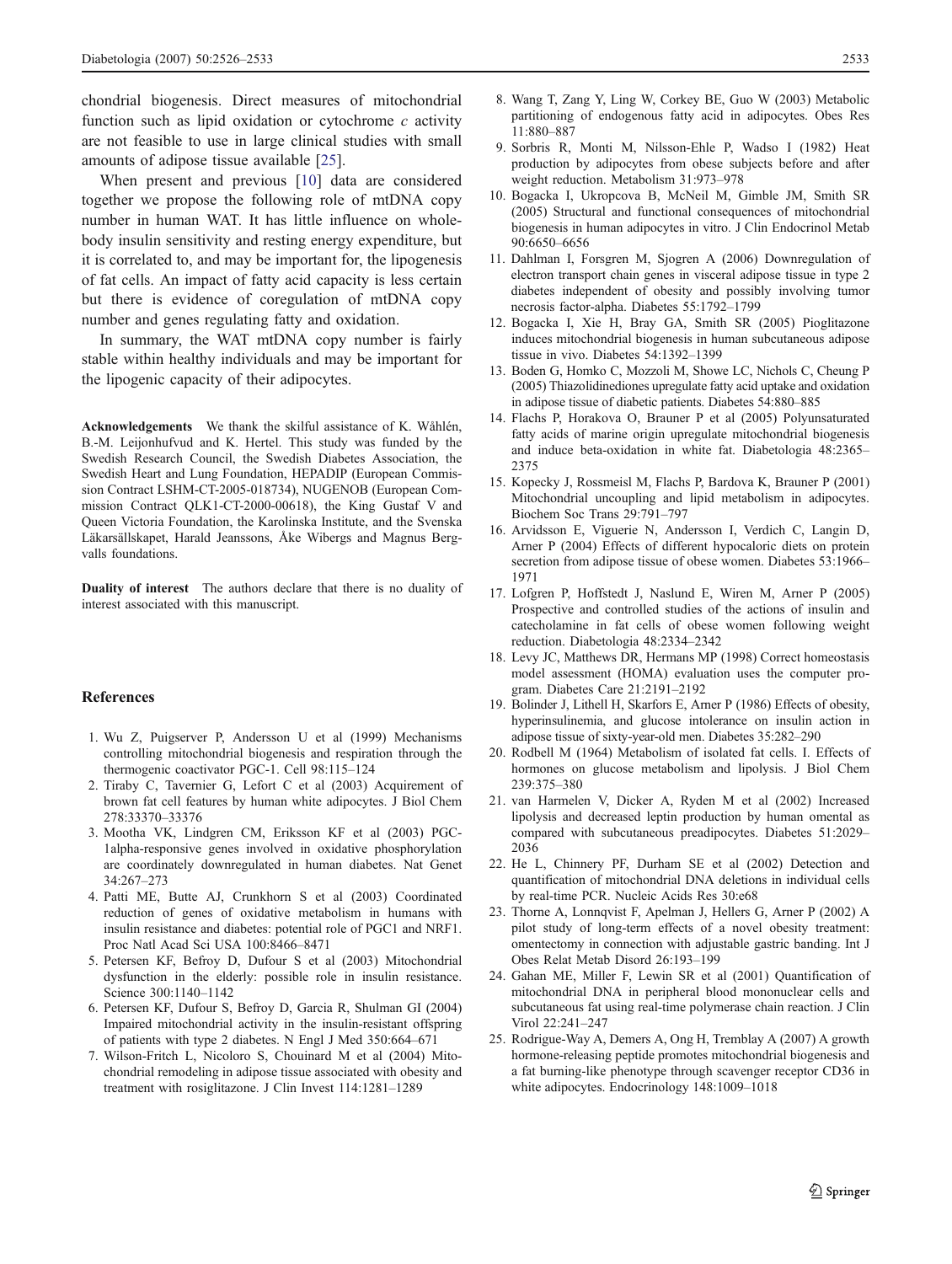chondrial biogenesis. Direct measures of mitochondrial function such as lipid oxidation or cytochrome *c* activity are not feasible to use in large clinical studies with small amounts of adipose tissue available [25].

When present and previous [10] data are considered together we propose the following role of mtDNA copy number in human WAT. It has little influence on whole-body insulin sensitivity and resting energy expenditure, but it is correlated to, and may be important for, the lipogenesis of fat cells. An impact of fatty acid capacity is less certain but there is evidence of coregulation of mtDNA copy number and genes regulating fatty and oxidation.

In summary, the WAT mtDNA copy number is fairly stable within healthy individuals and may be important for the lipogenic capacity of their adipocytes.

**Acknowledgements** We thank the skilful assistance of K. Wåhlén, B.-M. Leijonhufvud and K. Hertel. This study was funded by the Swedish Research Council, the Swedish Diabetes Association, the Swedish Heart and Lung Foundation, HEPADIP (European Commission Contract LSHM-CT-2005-018734), NUGENOB (European Commission Contract QLK1-CT-2000-00618), the King Gustaf V and Queen Victoria Foundation, the Karolinska Institute, and the Svenska Läkarsällskapet, Harald Jeanssons, Åke Wibergs and Magnus Bergvalls foundations.

**Duality of interest** The authors declare that there is no duality of interest associated with this manuscript.

## References

1. Wu Z, Puigserver P, Andersson U et al (1999) Mechanisms controlling mitochondrial biogenesis and respiration through the thermogenic coactivator PGC-1. Cell 98:115–124
2. Tiraby C, Tavernier G, Lefort C et al (2003) Acquirement of brown fat cell features by human white adipocytes. J Biol Chem 278:33370–33376
3. Mootha VK, Lindgren CM, Eriksson KF et al (2003) PGC-1alpha-responsive genes involved in oxidative phosphorylation are coordinately downregulated in human diabetes. Nat Genet 34:267–273
4. Patti ME, Butte AJ, Crunkhorn S et al (2003) Coordinated reduction of genes of oxidative metabolism in humans with insulin resistance and diabetes: potential role of PGC1 and NRF1. Proc Natl Acad Sci USA 100:8466–8471
5. Petersen KF, Befroy D, Dufour S et al (2003) Mitochondrial dysfunction in the elderly: possible role in insulin resistance. Science 300:1140–1142
6. Petersen KF, Dufour S, Befroy D, Garcia R, Shulman GI (2004) Impaired mitochondrial activity in the insulin-resistant offspring of patients with type 2 diabetes. N Engl J Med 350:664–671
7. Wilson-Fritch L, Nicoloro S, Chouinard M et al (2004) Mitochondrial remodeling in adipose tissue associated with obesity and treatment with rosiglitazone. J Clin Invest 114:1281–1289
8. Wang T, Zang Y, Ling W, Corkey BE, Guo W (2003) Metabolic partitioning of endogenous fatty acid in adipocytes. Obes Res 11:880–887
9. Sorbris R, Monti M, Nilsson-Ehle P, Wadso I (1982) Heat production by adipocytes from obese subjects before and after weight reduction. Metabolism 31:973–978
10. Bogacka I, Ukropcova B, McNeil M, Gimble JM, Smith SR (2005) Structural and functional consequences of mitochondrial biogenesis in human adipocytes in vitro. J Clin Endocrinol Metab 90:6650–6656
11. Dahlman I, Forsgren M, Sjogren A (2006) Downregulation of electron transport chain genes in visceral adipose tissue in type 2 diabetes independent of obesity and possibly involving tumor necrosis factor-alpha. Diabetes 55:1792–1799
12. Bogacka I, Xie H, Bray GA, Smith SR (2005) Pioglitazone induces mitochondrial biogenesis in human subcutaneous adipose tissue in vivo. Diabetes 54:1392–1399
13. Boden G, Homko C, Mozzoli M, Showe LC, Nichols C, Cheung P (2005) Thiazolidinediones upregulate fatty acid uptake and oxidation in adipose tissue of diabetic patients. Diabetes 54:880–885
14. Flachs P, Horakova O, Brauner P et al (2005) Polyunsaturated fatty acids of marine origin upregulate mitochondrial biogenesis and induce beta-oxidation in white fat. Diabetologia 48:2365–2375
15. Kopecky J, Rossmeisl M, Flachs P, Bardova K, Brauner P (2001) Mitochondrial uncoupling and lipid metabolism in adipocytes. Biochem Soc Trans 29:791–797
16. Arvidsson E, Viguerie N, Andersson I, Verdich C, Langin D, Arner P (2004) Effects of different hypocaloric diets on protein secretion from adipose tissue of obese women. Diabetes 53:1966–1971
17. Lofgren P, Hoffstedt J, Naslund E, Wiren M, Arner P (2005) Prospective and controlled studies of the actions of insulin and catecholamine in fat cells of obese women following weight reduction. Diabetologia 48:2334–2342
18. Levy JC, Matthews DR, Hermans MP (1998) Correct homeostasis model assessment (HOMA) evaluation uses the computer program. Diabetes Care 21:2191–2192
19. Bolinder J, Lithell H, Skarfors E, Arner P (1986) Effects of obesity, hyperinsulinemia, and glucose intolerance on insulin action in adipose tissue of sixty-year-old men. Diabetes 35:282–290
20. Rodbell M (1964) Metabolism of isolated fat cells. I. Effects of hormones on glucose metabolism and lipolysis. J Biol Chem 239:375–380
21. van Harmelen V, Dicker A, Ryden M et al (2002) Increased lipolysis and decreased leptin production by human omental as compared with subcutaneous preadipocytes. Diabetes 51:2029–2036
22. He L, Chinnery PF, Durham SE et al (2002) Detection and quantification of mitochondrial DNA deletions in individual cells by real-time PCR. Nucleic Acids Res 30:e68
23. Thorne A, Lonnqvist F, Apelman J, Hellers G, Arner P (2002) A pilot study of long-term effects of a novel obesity treatment: omentectomy in connection with adjustable gastric banding. Int J Obes Relat Metab Disord 26:193–199
24. Gahan ME, Miller F, Lewin SR et al (2001) Quantification of mitochondrial DNA in peripheral blood mononuclear cells and subcutaneous fat using real-time polymerase chain reaction. J Clin Virol 22:241–247
25. Rodrigue-Way A, Demers A, Ong H, Tremblay A (2007) A growth hormone-releasing peptide promotes mitochondrial biogenesis and a fat burning-like phenotype through scavenger receptor CD36 in white adipocytes. Endocrinology 148:1009–1018